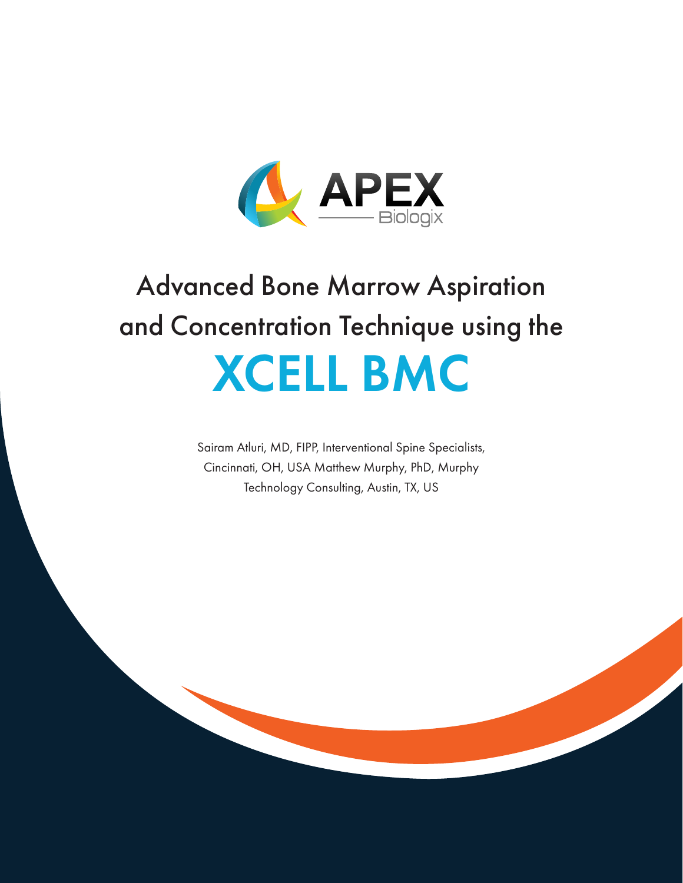APEX Biologix

# Advanced Bone Marrow Aspiration and Concentration Technique using the XCELL BMC

Sairam Atluri, MD, FIPP, Interventional Spine Specialists, Cincinnati, OH, USA Matthew Murphy, PhD, Murphy Technology Consulting, Austin, TX, US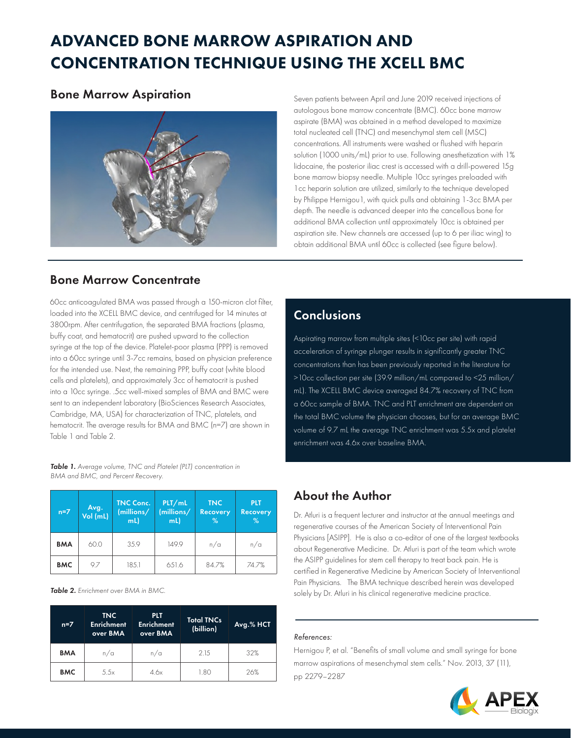# ADVANCED BONE MARROW ASPIRATION AND CONCENTRATION TECHNIQUE USING THE XCELL BMC

## Bone Marrow Aspiration

Seven patients between April and June 2019 received injections of autologous bone marrow concentrate (BMC). 60cc bone marrow aspirate (BMA) was obtained in a method developed to maximize total nucleated cell (TNC) and mesenchymal stem cell (MSC) concentrations. All instruments were washed or flushed with heparin solution (1000 units/mL) prior to use. Following anesthetization with 1% lidocaine, the posterior iliac crest is accessed with a drill-powered 15g bone marrow biopsy needle. Multiple 10cc syringes preloaded with 1cc heparin solution are utilized, similarly to the technique developed by Philippe Hernigou1, with quick pulls and obtaining 1-3cc BMA per depth. The needle is advanced deeper into the cancellous bone for additional BMA collection until approximately 10cc is obtained per aspiration site. New channels are accessed (up to 6 per iliac wing) to obtain additional BMA until 60cc is collected (see figure below).

## Bone Marrow Concentrate

60cc anticoagulated BMA was passed through a 150-micron clot filter, loaded into the XCELL BMC device, and centrifuged for 14 minutes at 3800rpm. After centrifugation, the separated BMA fractions (plasma, buffy coat, and hematocrit) are pushed upward to the collection syringe at the top of the device. Platelet-poor plasma (PPP) is removed into a 60cc syringe until 3-7cc remains, based on physician preference for the intended use. Next, the remaining PPP, buffy coat (white blood cells and platelets), and approximately 3cc of hematocrit is pushed into a 10cc syringe. .5cc well-mixed samples of BMA and BMC were sent to an independent laboratory (BioSciences Research Associates, Cambridge, MA, USA) for characterization of TNC, platelets, and hematocrit. The average results for BMA and BMC (n=7) are shown in Table 1 and Table 2.

***Table 1.*** *Average volume, TNC and Platelet (PLT) concentration in BMA and BMC, and Percent Recovery.*

| n=7 | Avg. Vol (mL) | TNC Conc. (millions/mL) | PLT/mL (millions/mL) | TNC Recovery % | PLT Recovery % |
|---|---|---|---|---|---|
| **BMA** | 60.0 | 35.9 | 149.9 | n/a | n/a |
| **BMC** | 9.7 | 185.1 | 651.6 | 84.7% | 74.7% |

***Table 2.*** *Enrichment over BMA in BMC.*

| n=7 | TNC Enrichment over BMA | PLT Enrichment over BMA | Total TNCs (billion) | Avg.% HCT |
|---|---|---|---|---|
| **BMA** | n/a | n/a | 2.15 | 32% |
| **BMC** | 5.5x | 4.6x | 1.80 | 26% |

## Conclusions

Aspirating marrow from multiple sites (<10cc per site) with rapid acceleration of syringe plunger results in significantly greater TNC concentrations than has been previously reported in the literature for >10cc collection per site (39.9 million/mL compared to <25 million/mL). The XCELL BMC device averaged 84.7% recovery of TNC from a 60cc sample of BMA. TNC and PLT enrichment are dependent on the total BMC volume the physician chooses, but for an average BMC volume of 9.7 mL the average TNC enrichment was 5.5x and platelet enrichment was 4.6x over baseline BMA.

## About the Author

Dr. Atluri is a frequent lecturer and instructor at the annual meetings and regenerative courses of the American Society of Interventional Pain Physicians [ASIPP]. He is also a co-editor of one of the largest textbooks about Regenerative Medicine. Dr. Atluri is part of the team which wrote the ASIPP guidelines for stem cell therapy to treat back pain. He is certified in Regenerative Medicine by American Society of Interventional Pain Physicians. The BMA technique described herein was developed solely by Dr. Atluri in his clinical regenerative medicine practice.

*References:*

Hernigou P, et al. "Benefits of small volume and small syringe for bone marrow aspirations of mesenchymal stem cells." Nov. 2013, 37 (11), pp 2279–2287

APEX Biologix